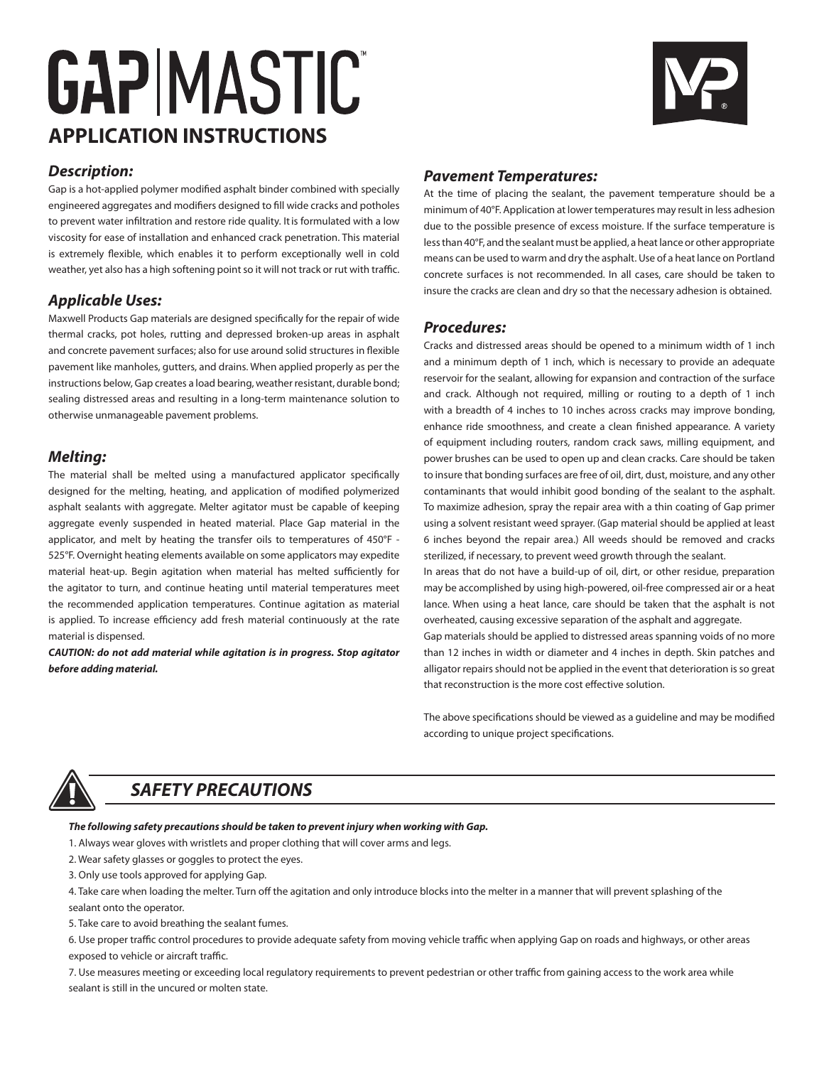# GAP | MASTIC™

## APPLICATION INSTRUCTIONS

### *Description:*

Gap is a hot-applied polymer modified asphalt binder combined with specially engineered aggregates and modifiers designed to fill wide cracks and potholes to prevent water infiltration and restore ride quality. It is formulated with a low viscosity for ease of installation and enhanced crack penetration. This material is extremely flexible, which enables it to perform exceptionally well in cold weather, yet also has a high softening point so it will not track or rut with traffic.

### *Applicable Uses:*

Maxwell Products Gap materials are designed specifically for the repair of wide thermal cracks, pot holes, rutting and depressed broken-up areas in asphalt and concrete pavement surfaces; also for use around solid structures in flexible pavement like manholes, gutters, and drains. When applied properly as per the instructions below, Gap creates a load bearing, weather resistant, durable bond; sealing distressed areas and resulting in a long-term maintenance solution to otherwise unmanageable pavement problems.

### *Melting:*

The material shall be melted using a manufactured applicator specifically designed for the melting, heating, and application of modified polymerized asphalt sealants with aggregate. Melter agitator must be capable of keeping aggregate evenly suspended in heated material. Place Gap material in the applicator, and melt by heating the transfer oils to temperatures of 450°F - 525°F. Overnight heating elements available on some applicators may expedite material heat-up. Begin agitation when material has melted sufficiently for the agitator to turn, and continue heating until material temperatures meet the recommended application temperatures. Continue agitation as material is applied. To increase efficiency add fresh material continuously at the rate material is dispensed.

***CAUTION: do not add material while agitation is in progress. Stop agitator before adding material.***

### *Pavement Temperatures:*

At the time of placing the sealant, the pavement temperature should be a minimum of 40°F. Application at lower temperatures may result in less adhesion due to the possible presence of excess moisture. If the surface temperature is less than 40°F, and the sealant must be applied, a heat lance or other appropriate means can be used to warm and dry the asphalt. Use of a heat lance on Portland concrete surfaces is not recommended. In all cases, care should be taken to insure the cracks are clean and dry so that the necessary adhesion is obtained.

### *Procedures:*

Cracks and distressed areas should be opened to a minimum width of 1 inch and a minimum depth of 1 inch, which is necessary to provide an adequate reservoir for the sealant, allowing for expansion and contraction of the surface and crack. Although not required, milling or routing to a depth of 1 inch with a breadth of 4 inches to 10 inches across cracks may improve bonding, enhance ride smoothness, and create a clean finished appearance. A variety of equipment including routers, random crack saws, milling equipment, and power brushes can be used to open up and clean cracks. Care should be taken to insure that bonding surfaces are free of oil, dirt, dust, moisture, and any other contaminants that would inhibit good bonding of the sealant to the asphalt. To maximize adhesion, spray the repair area with a thin coating of Gap primer using a solvent resistant weed sprayer. (Gap material should be applied at least 6 inches beyond the repair area.) All weeds should be removed and cracks sterilized, if necessary, to prevent weed growth through the sealant.

In areas that do not have a build-up of oil, dirt, or other residue, preparation may be accomplished by using high-powered, oil-free compressed air or a heat lance. When using a heat lance, care should be taken that the asphalt is not overheated, causing excessive separation of the asphalt and aggregate.

Gap materials should be applied to distressed areas spanning voids of no more than 12 inches in width or diameter and 4 inches in depth. Skin patches and alligator repairs should not be applied in the event that deterioration is so great that reconstruction is the more cost effective solution.

The above specifications should be viewed as a guideline and may be modified according to unique project specifications.

## *SAFETY PRECAUTIONS*

***The following safety precautions should be taken to prevent injury when working with Gap.***

1. Always wear gloves with wristlets and proper clothing that will cover arms and legs.
2. Wear safety glasses or goggles to protect the eyes.
3. Only use tools approved for applying Gap.
4. Take care when loading the melter. Turn off the agitation and only introduce blocks into the melter in a manner that will prevent splashing of the sealant onto the operator.
5. Take care to avoid breathing the sealant fumes.
6. Use proper traffic control procedures to provide adequate safety from moving vehicle traffic when applying Gap on roads and highways, or other areas exposed to vehicle or aircraft traffic.
7. Use measures meeting or exceeding local regulatory requirements to prevent pedestrian or other traffic from gaining access to the work area while sealant is still in the uncured or molten state.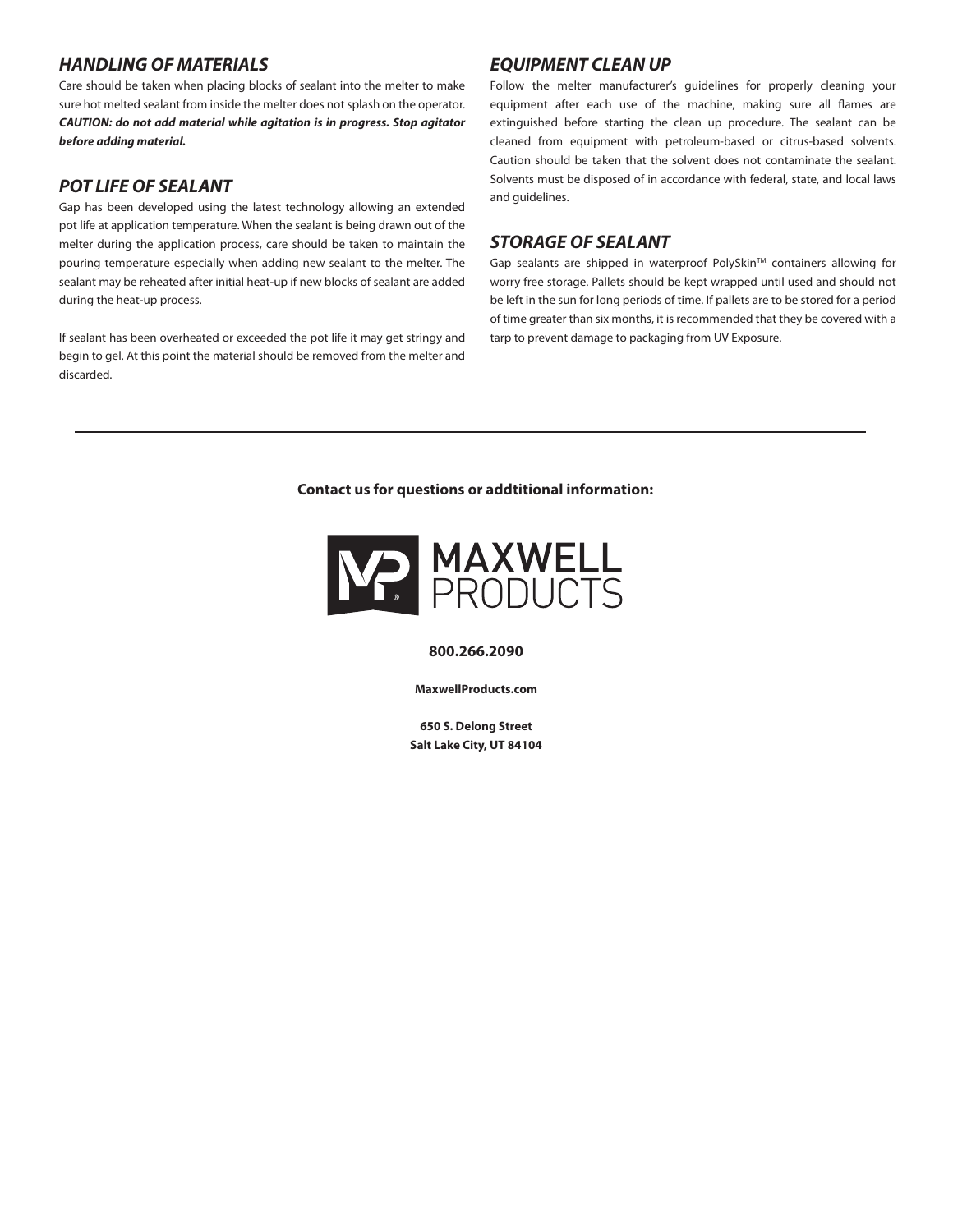## *HANDLING OF MATERIALS*

Care should be taken when placing blocks of sealant into the melter to make sure hot melted sealant from inside the melter does not splash on the operator. ***CAUTION: do not add material while agitation is in progress. Stop agitator before adding material.***

## *POT LIFE OF SEALANT*

Gap has been developed using the latest technology allowing an extended pot life at application temperature. When the sealant is being drawn out of the melter during the application process, care should be taken to maintain the pouring temperature especially when adding new sealant to the melter. The sealant may be reheated after initial heat-up if new blocks of sealant are added during the heat-up process.

If sealant has been overheated or exceeded the pot life it may get stringy and begin to gel. At this point the material should be removed from the melter and discarded.

## *EQUIPMENT CLEAN UP*

Follow the melter manufacturer's guidelines for properly cleaning your equipment after each use of the machine, making sure all flames are extinguished before starting the clean up procedure. The sealant can be cleaned from equipment with petroleum-based or citrus-based solvents. Caution should be taken that the solvent does not contaminate the sealant. Solvents must be disposed of in accordance with federal, state, and local laws and guidelines.

## *STORAGE OF SEALANT*

Gap sealants are shipped in waterproof PolySkin™ containers allowing for worry free storage. Pallets should be kept wrapped until used and should not be left in the sun for long periods of time. If pallets are to be stored for a period of time greater than six months, it is recommended that they be covered with a tarp to prevent damage to packaging from UV Exposure.

---

**Contact us for questions or addtitional information:**

MAXWELL PRODUCTS

**800.266.2090**

**MaxwellProducts.com**

**650 S. Delong Street**
**Salt Lake City, UT 84104**